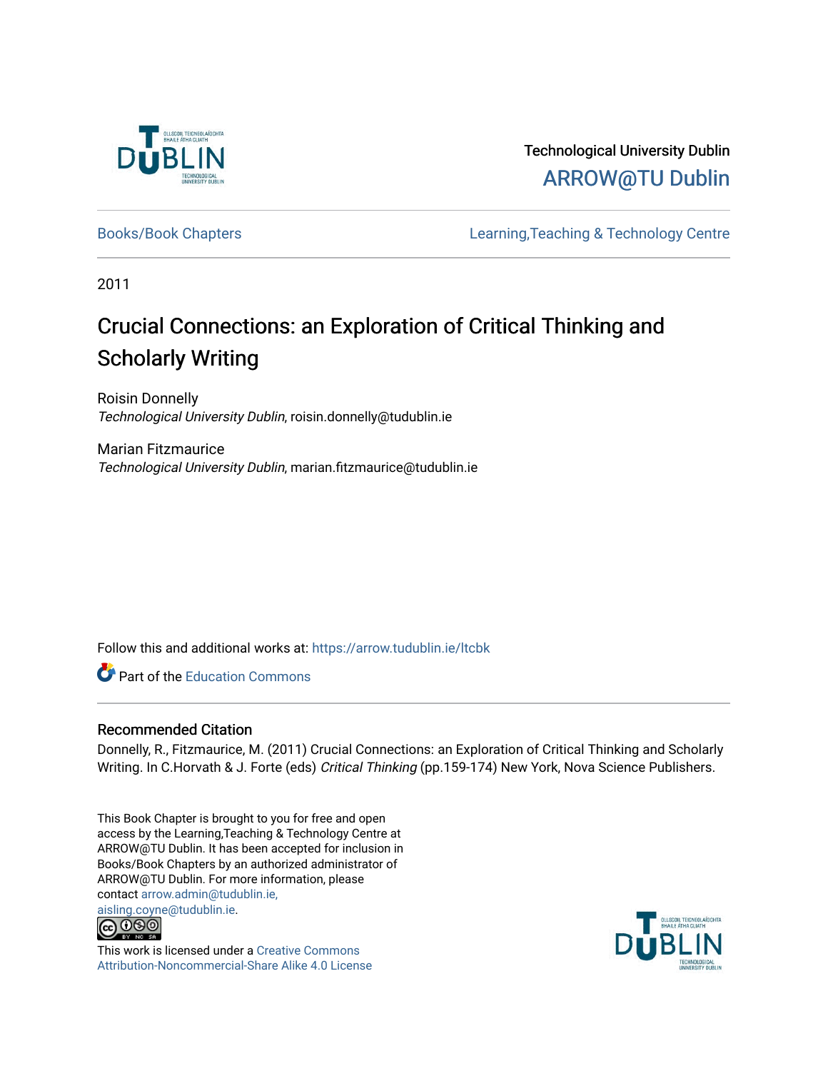Technological University Dublin

ARROW@TU Dublin

Books/Book Chapters | Learning,Teaching & Technology Centre

2011

# Crucial Connections: an Exploration of Critical Thinking and Scholarly Writing

Roisin Donnelly
*Technological University Dublin*, roisin.donnelly@tudublin.ie

Marian Fitzmaurice
*Technological University Dublin*, marian.fitzmaurice@tudublin.ie

Follow this and additional works at: https://arrow.tudublin.ie/ltcbk

Part of the Education Commons

## Recommended Citation

Donnelly, R., Fitzmaurice, M. (2011) Crucial Connections: an Exploration of Critical Thinking and Scholarly Writing. In C.Horvath & J. Forte (eds) *Critical Thinking* (pp.159-174) New York, Nova Science Publishers.

This Book Chapter is brought to you for free and open access by the Learning,Teaching & Technology Centre at ARROW@TU Dublin. It has been accepted for inclusion in Books/Book Chapters by an authorized administrator of ARROW@TU Dublin. For more information, please contact arrow.admin@tudublin.ie, aisling.coyne@tudublin.ie.

This work is licensed under a Creative Commons Attribution-Noncommercial-Share Alike 4.0 License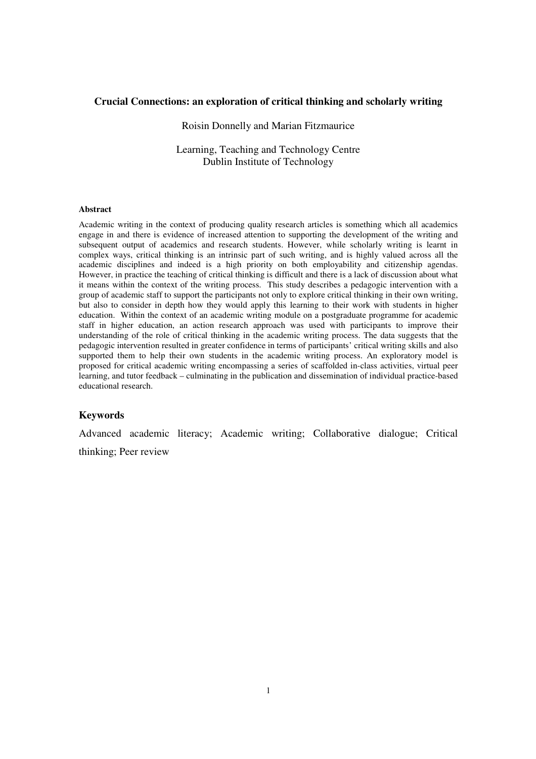**Crucial Connections: an exploration of critical thinking and scholarly writing**

Roisin Donnelly and Marian Fitzmaurice

Learning, Teaching and Technology Centre
Dublin Institute of Technology

**Abstract**

Academic writing in the context of producing quality research articles is something which all academics engage in and there is evidence of increased attention to supporting the development of the writing and subsequent output of academics and research students. However, while scholarly writing is learnt in complex ways, critical thinking is an intrinsic part of such writing, and is highly valued across all the academic disciplines and indeed is a high priority on both employability and citizenship agendas. However, in practice the teaching of critical thinking is difficult and there is a lack of discussion about what it means within the context of the writing process. This study describes a pedagogic intervention with a group of academic staff to support the participants not only to explore critical thinking in their own writing, but also to consider in depth how they would apply this learning to their work with students in higher education. Within the context of an academic writing module on a postgraduate programme for academic staff in higher education, an action research approach was used with participants to improve their understanding of the role of critical thinking in the academic writing process. The data suggests that the pedagogic intervention resulted in greater confidence in terms of participants' critical writing skills and also supported them to help their own students in the academic writing process. An exploratory model is proposed for critical academic writing encompassing a series of scaffolded in-class activities, virtual peer learning, and tutor feedback – culminating in the publication and dissemination of individual practice-based educational research.

## Keywords

Advanced academic literacy; Academic writing; Collaborative dialogue; Critical thinking; Peer review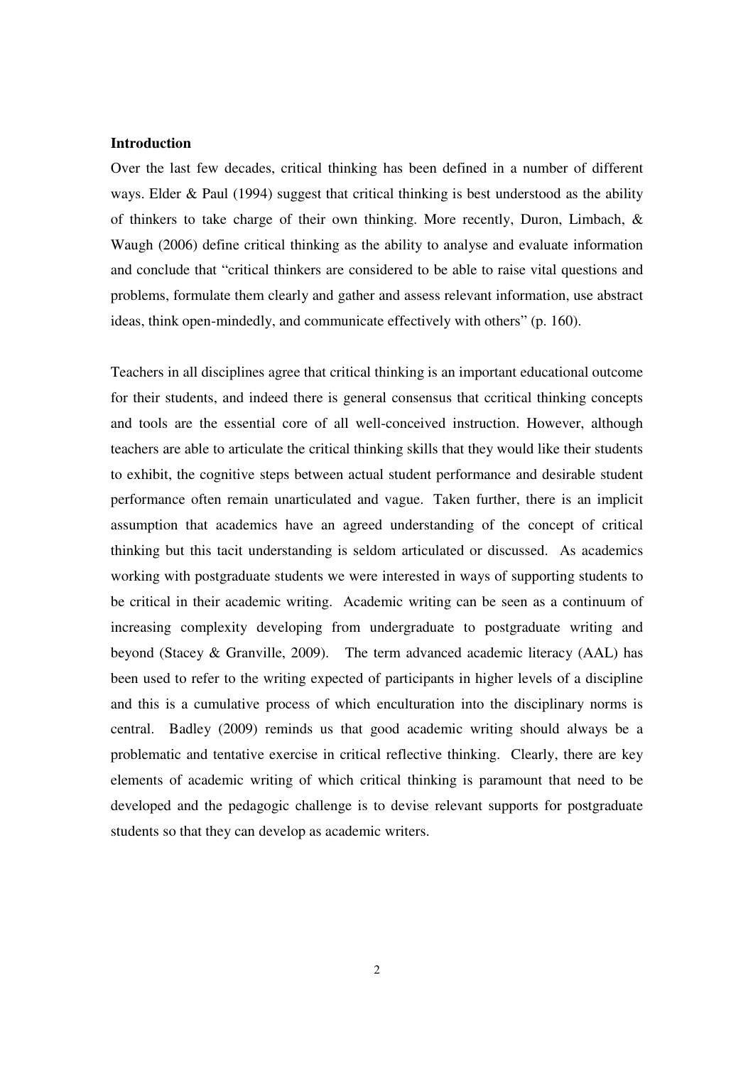**Introduction**

Over the last few decades, critical thinking has been defined in a number of different ways. Elder & Paul (1994) suggest that critical thinking is best understood as the ability of thinkers to take charge of their own thinking. More recently, Duron, Limbach, & Waugh (2006) define critical thinking as the ability to analyse and evaluate information and conclude that "critical thinkers are considered to be able to raise vital questions and problems, formulate them clearly and gather and assess relevant information, use abstract ideas, think open-mindedly, and communicate effectively with others" (p. 160).

Teachers in all disciplines agree that critical thinking is an important educational outcome for their students, and indeed there is general consensus that ccritical thinking concepts and tools are the essential core of all well-conceived instruction. However, although teachers are able to articulate the critical thinking skills that they would like their students to exhibit, the cognitive steps between actual student performance and desirable student performance often remain unarticulated and vague. Taken further, there is an implicit assumption that academics have an agreed understanding of the concept of critical thinking but this tacit understanding is seldom articulated or discussed. As academics working with postgraduate students we were interested in ways of supporting students to be critical in their academic writing. Academic writing can be seen as a continuum of increasing complexity developing from undergraduate to postgraduate writing and beyond (Stacey & Granville, 2009). The term advanced academic literacy (AAL) has been used to refer to the writing expected of participants in higher levels of a discipline and this is a cumulative process of which enculturation into the disciplinary norms is central. Badley (2009) reminds us that good academic writing should always be a problematic and tentative exercise in critical reflective thinking. Clearly, there are key elements of academic writing of which critical thinking is paramount that need to be developed and the pedagogic challenge is to devise relevant supports for postgraduate students so that they can develop as academic writers.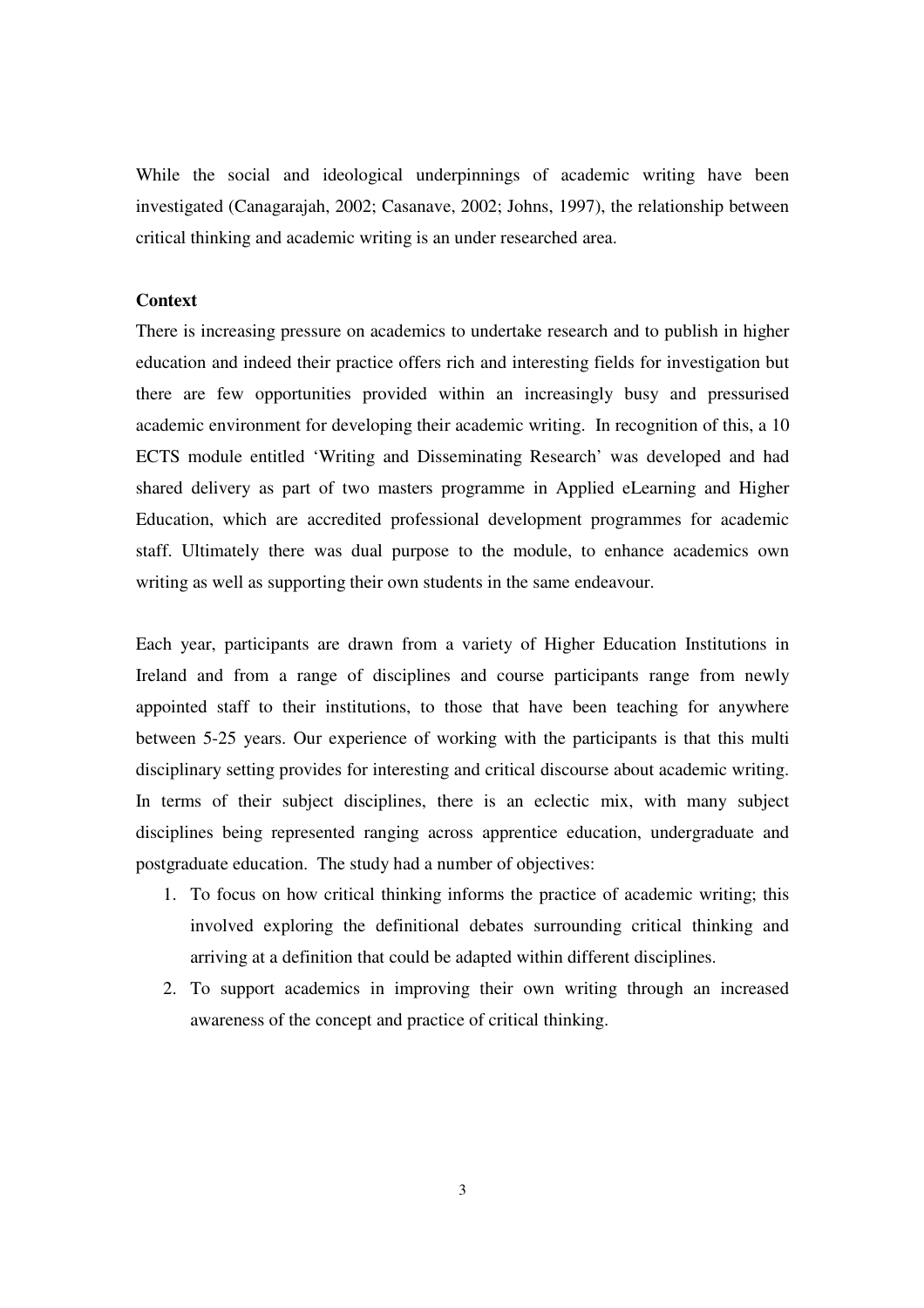While the social and ideological underpinnings of academic writing have been investigated (Canagarajah, 2002; Casanave, 2002; Johns, 1997), the relationship between critical thinking and academic writing is an under researched area.

**Context**

There is increasing pressure on academics to undertake research and to publish in higher education and indeed their practice offers rich and interesting fields for investigation but there are few opportunities provided within an increasingly busy and pressurised academic environment for developing their academic writing. In recognition of this, a 10 ECTS module entitled 'Writing and Disseminating Research' was developed and had shared delivery as part of two masters programme in Applied eLearning and Higher Education, which are accredited professional development programmes for academic staff. Ultimately there was dual purpose to the module, to enhance academics own writing as well as supporting their own students in the same endeavour.

Each year, participants are drawn from a variety of Higher Education Institutions in Ireland and from a range of disciplines and course participants range from newly appointed staff to their institutions, to those that have been teaching for anywhere between 5-25 years. Our experience of working with the participants is that this multi disciplinary setting provides for interesting and critical discourse about academic writing. In terms of their subject disciplines, there is an eclectic mix, with many subject disciplines being represented ranging across apprentice education, undergraduate and postgraduate education. The study had a number of objectives:

1. To focus on how critical thinking informs the practice of academic writing; this involved exploring the definitional debates surrounding critical thinking and arriving at a definition that could be adapted within different disciplines.
2. To support academics in improving their own writing through an increased awareness of the concept and practice of critical thinking.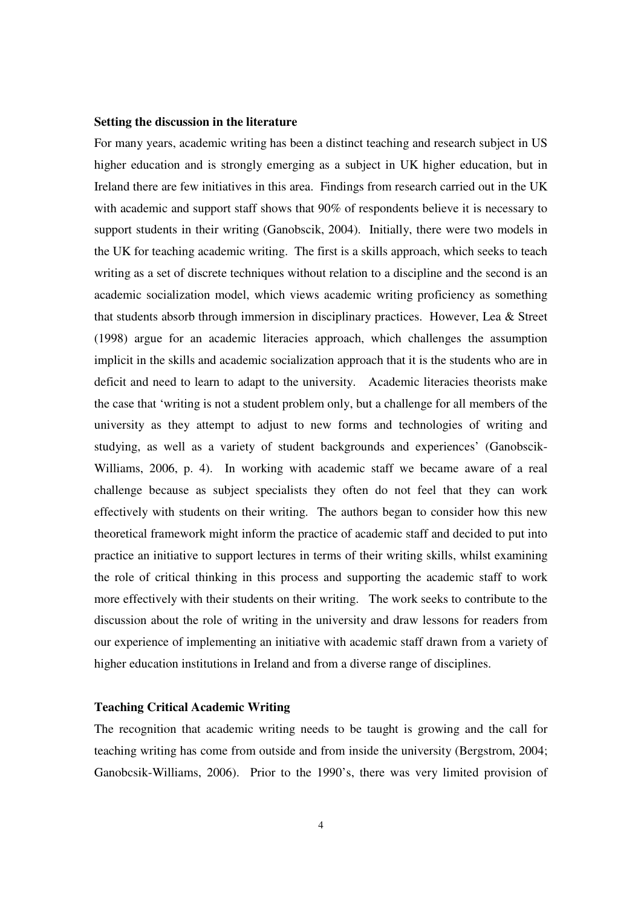**Setting the discussion in the literature**

For many years, academic writing has been a distinct teaching and research subject in US higher education and is strongly emerging as a subject in UK higher education, but in Ireland there are few initiatives in this area. Findings from research carried out in the UK with academic and support staff shows that 90% of respondents believe it is necessary to support students in their writing (Ganobscik, 2004). Initially, there were two models in the UK for teaching academic writing. The first is a skills approach, which seeks to teach writing as a set of discrete techniques without relation to a discipline and the second is an academic socialization model, which views academic writing proficiency as something that students absorb through immersion in disciplinary practices. However, Lea & Street (1998) argue for an academic literacies approach, which challenges the assumption implicit in the skills and academic socialization approach that it is the students who are in deficit and need to learn to adapt to the university. Academic literacies theorists make the case that 'writing is not a student problem only, but a challenge for all members of the university as they attempt to adjust to new forms and technologies of writing and studying, as well as a variety of student backgrounds and experiences' (Ganobscik-Williams, 2006, p. 4). In working with academic staff we became aware of a real challenge because as subject specialists they often do not feel that they can work effectively with students on their writing. The authors began to consider how this new theoretical framework might inform the practice of academic staff and decided to put into practice an initiative to support lectures in terms of their writing skills, whilst examining the role of critical thinking in this process and supporting the academic staff to work more effectively with their students on their writing. The work seeks to contribute to the discussion about the role of writing in the university and draw lessons for readers from our experience of implementing an initiative with academic staff drawn from a variety of higher education institutions in Ireland and from a diverse range of disciplines.

**Teaching Critical Academic Writing**

The recognition that academic writing needs to be taught is growing and the call for teaching writing has come from outside and from inside the university (Bergstrom, 2004; Ganobcsik-Williams, 2006). Prior to the 1990's, there was very limited provision of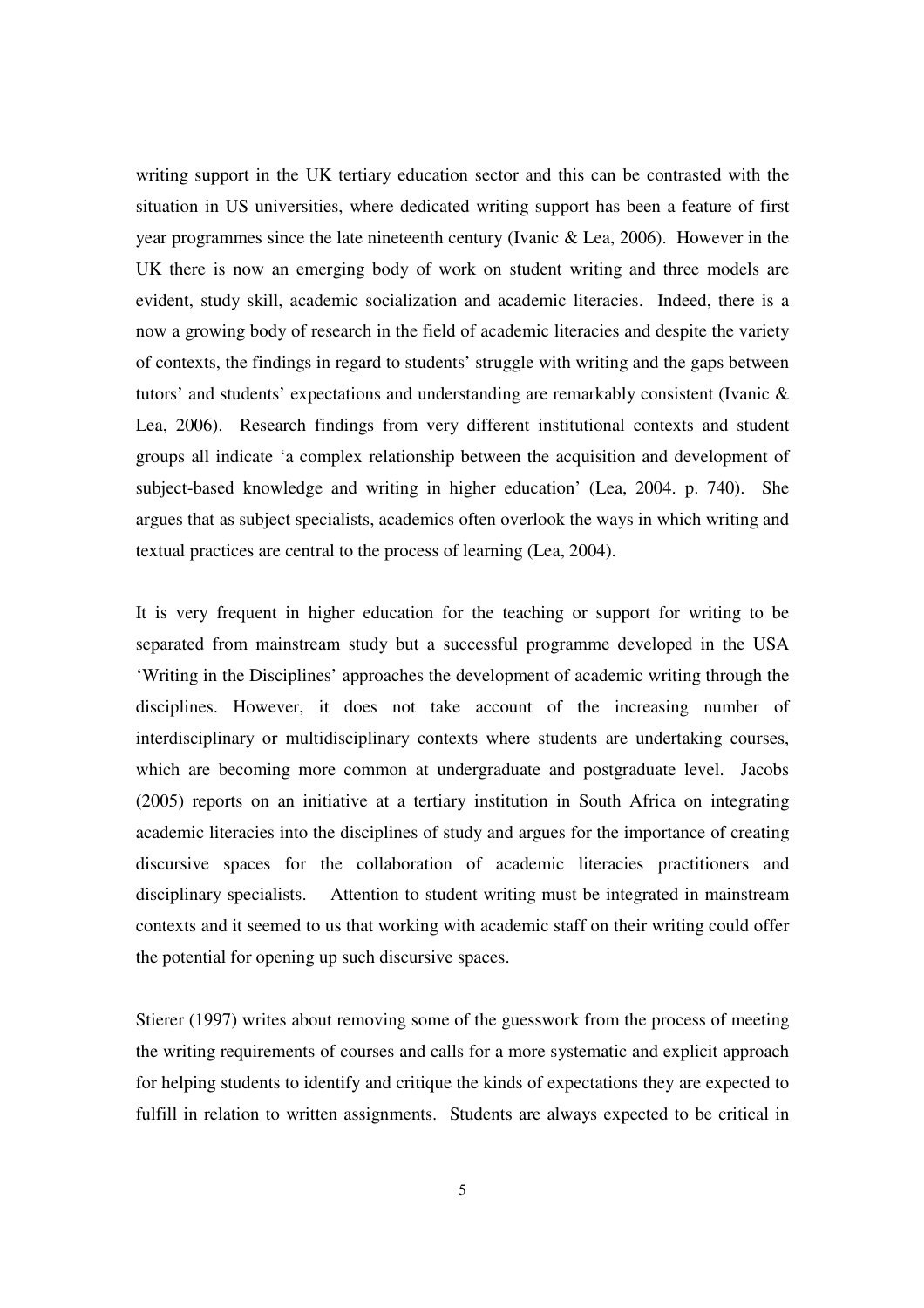writing support in the UK tertiary education sector and this can be contrasted with the situation in US universities, where dedicated writing support has been a feature of first year programmes since the late nineteenth century (Ivanic & Lea, 2006). However in the UK there is now an emerging body of work on student writing and three models are evident, study skill, academic socialization and academic literacies. Indeed, there is a now a growing body of research in the field of academic literacies and despite the variety of contexts, the findings in regard to students' struggle with writing and the gaps between tutors' and students' expectations and understanding are remarkably consistent (Ivanic & Lea, 2006). Research findings from very different institutional contexts and student groups all indicate 'a complex relationship between the acquisition and development of subject-based knowledge and writing in higher education' (Lea, 2004. p. 740). She argues that as subject specialists, academics often overlook the ways in which writing and textual practices are central to the process of learning (Lea, 2004).

It is very frequent in higher education for the teaching or support for writing to be separated from mainstream study but a successful programme developed in the USA 'Writing in the Disciplines' approaches the development of academic writing through the disciplines. However, it does not take account of the increasing number of interdisciplinary or multidisciplinary contexts where students are undertaking courses, which are becoming more common at undergraduate and postgraduate level. Jacobs (2005) reports on an initiative at a tertiary institution in South Africa on integrating academic literacies into the disciplines of study and argues for the importance of creating discursive spaces for the collaboration of academic literacies practitioners and disciplinary specialists. Attention to student writing must be integrated in mainstream contexts and it seemed to us that working with academic staff on their writing could offer the potential for opening up such discursive spaces.

Stierer (1997) writes about removing some of the guesswork from the process of meeting the writing requirements of courses and calls for a more systematic and explicit approach for helping students to identify and critique the kinds of expectations they are expected to fulfill in relation to written assignments. Students are always expected to be critical in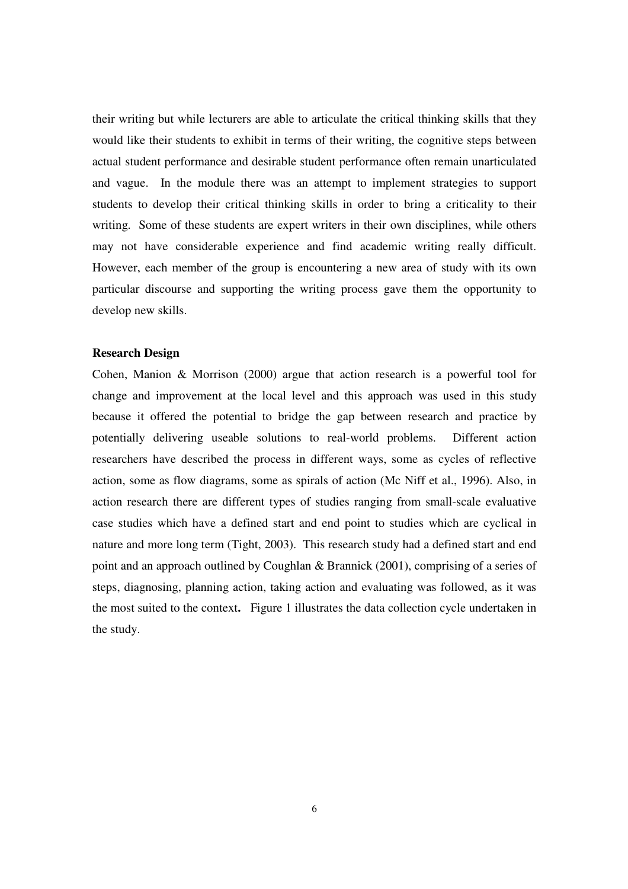their writing but while lecturers are able to articulate the critical thinking skills that they would like their students to exhibit in terms of their writing, the cognitive steps between actual student performance and desirable student performance often remain unarticulated and vague. In the module there was an attempt to implement strategies to support students to develop their critical thinking skills in order to bring a criticality to their writing. Some of these students are expert writers in their own disciplines, while others may not have considerable experience and find academic writing really difficult. However, each member of the group is encountering a new area of study with its own particular discourse and supporting the writing process gave them the opportunity to develop new skills.

**Research Design**

Cohen, Manion & Morrison (2000) argue that action research is a powerful tool for change and improvement at the local level and this approach was used in this study because it offered the potential to bridge the gap between research and practice by potentially delivering useable solutions to real-world problems. Different action researchers have described the process in different ways, some as cycles of reflective action, some as flow diagrams, some as spirals of action (Mc Niff et al., 1996). Also, in action research there are different types of studies ranging from small-scale evaluative case studies which have a defined start and end point to studies which are cyclical in nature and more long term (Tight, 2003). This research study had a defined start and end point and an approach outlined by Coughlan & Brannick (2001), comprising of a series of steps, diagnosing, planning action, taking action and evaluating was followed, as it was the most suited to the context**.** Figure 1 illustrates the data collection cycle undertaken in the study.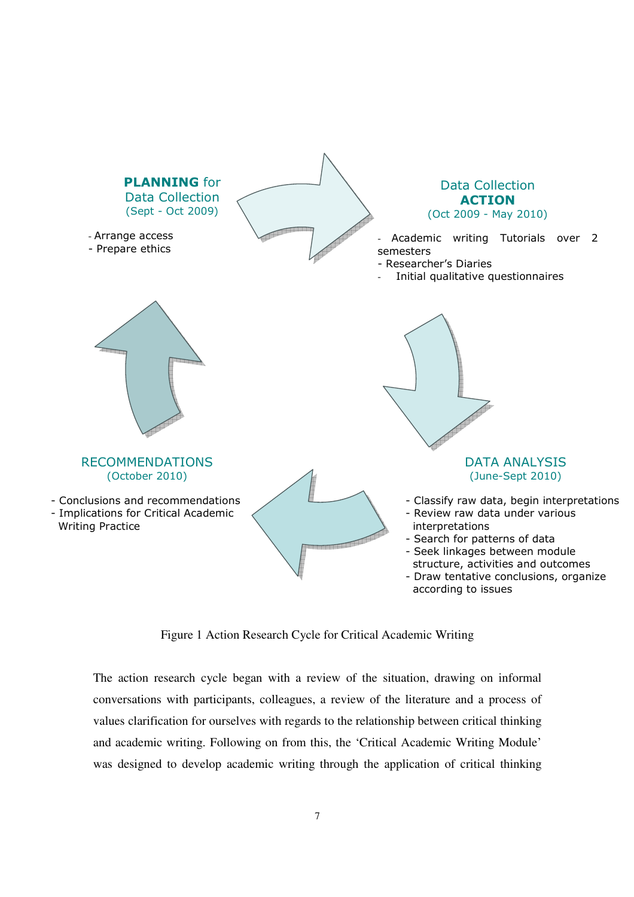**PLANNING** for Data Collection
(Sept - Oct 2009)

- Arrange access
- Prepare ethics

Data Collection **ACTION**
(Oct 2009 - May 2010)

- Academic writing Tutorials over 2 semesters
- Researcher's Diaries
- Initial qualitative questionnaires

DATA ANALYSIS
(June-Sept 2010)

- Classify raw data, begin interpretations
- Review raw data under various interpretations
- Search for patterns of data
- Seek linkages between module structure, activities and outcomes
- Draw tentative conclusions, organize according to issues

RECOMMENDATIONS
(October 2010)

- Conclusions and recommendations
- Implications for Critical Academic Writing Practice

Figure 1 Action Research Cycle for Critical Academic Writing

The action research cycle began with a review of the situation, drawing on informal conversations with participants, colleagues, a review of the literature and a process of values clarification for ourselves with regards to the relationship between critical thinking and academic writing. Following on from this, the 'Critical Academic Writing Module' was designed to develop academic writing through the application of critical thinking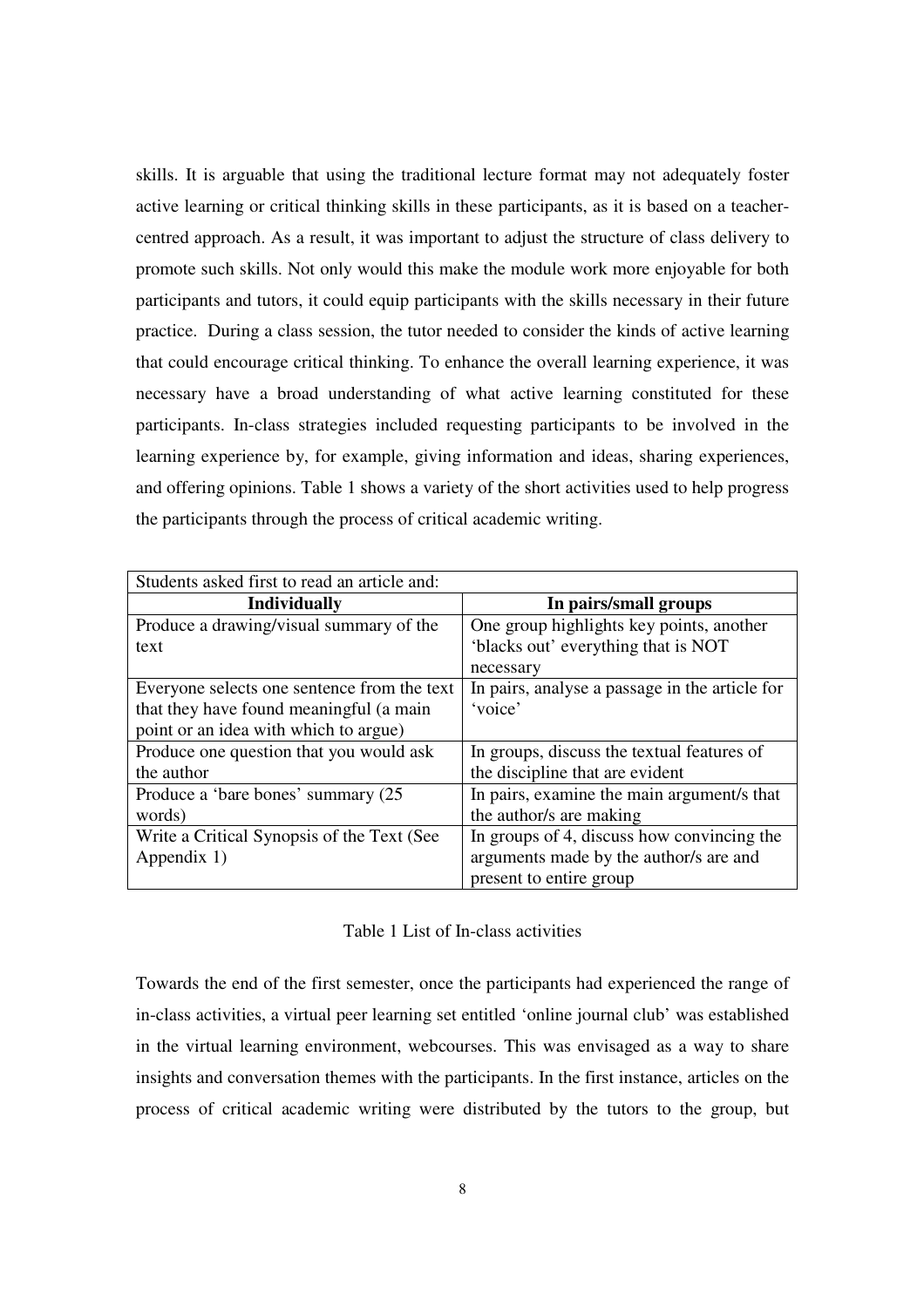skills. It is arguable that using the traditional lecture format may not adequately foster active learning or critical thinking skills in these participants, as it is based on a teacher-centred approach. As a result, it was important to adjust the structure of class delivery to promote such skills. Not only would this make the module work more enjoyable for both participants and tutors, it could equip participants with the skills necessary in their future practice. During a class session, the tutor needed to consider the kinds of active learning that could encourage critical thinking. To enhance the overall learning experience, it was necessary have a broad understanding of what active learning constituted for these participants. In-class strategies included requesting participants to be involved in the learning experience by, for example, giving information and ideas, sharing experiences, and offering opinions. Table 1 shows a variety of the short activities used to help progress the participants through the process of critical academic writing.

| Students asked first to read an article and: | |
|---|---|
| **Individually** | **In pairs/small groups** |
| Produce a drawing/visual summary of the text | One group highlights key points, another 'blacks out' everything that is NOT necessary |
| Everyone selects one sentence from the text that they have found meaningful (a main point or an idea with which to argue) | In pairs, analyse a passage in the article for 'voice' |
| Produce one question that you would ask the author | In groups, discuss the textual features of the discipline that are evident |
| Produce a 'bare bones' summary (25 words) | In pairs, examine the main argument/s that the author/s are making |
| Write a Critical Synopsis of the Text (See Appendix 1) | In groups of 4, discuss how convincing the arguments made by the author/s are and present to entire group |

Table 1 List of In-class activities

Towards the end of the first semester, once the participants had experienced the range of in-class activities, a virtual peer learning set entitled 'online journal club' was established in the virtual learning environment, webcourses. This was envisaged as a way to share insights and conversation themes with the participants. In the first instance, articles on the process of critical academic writing were distributed by the tutors to the group, but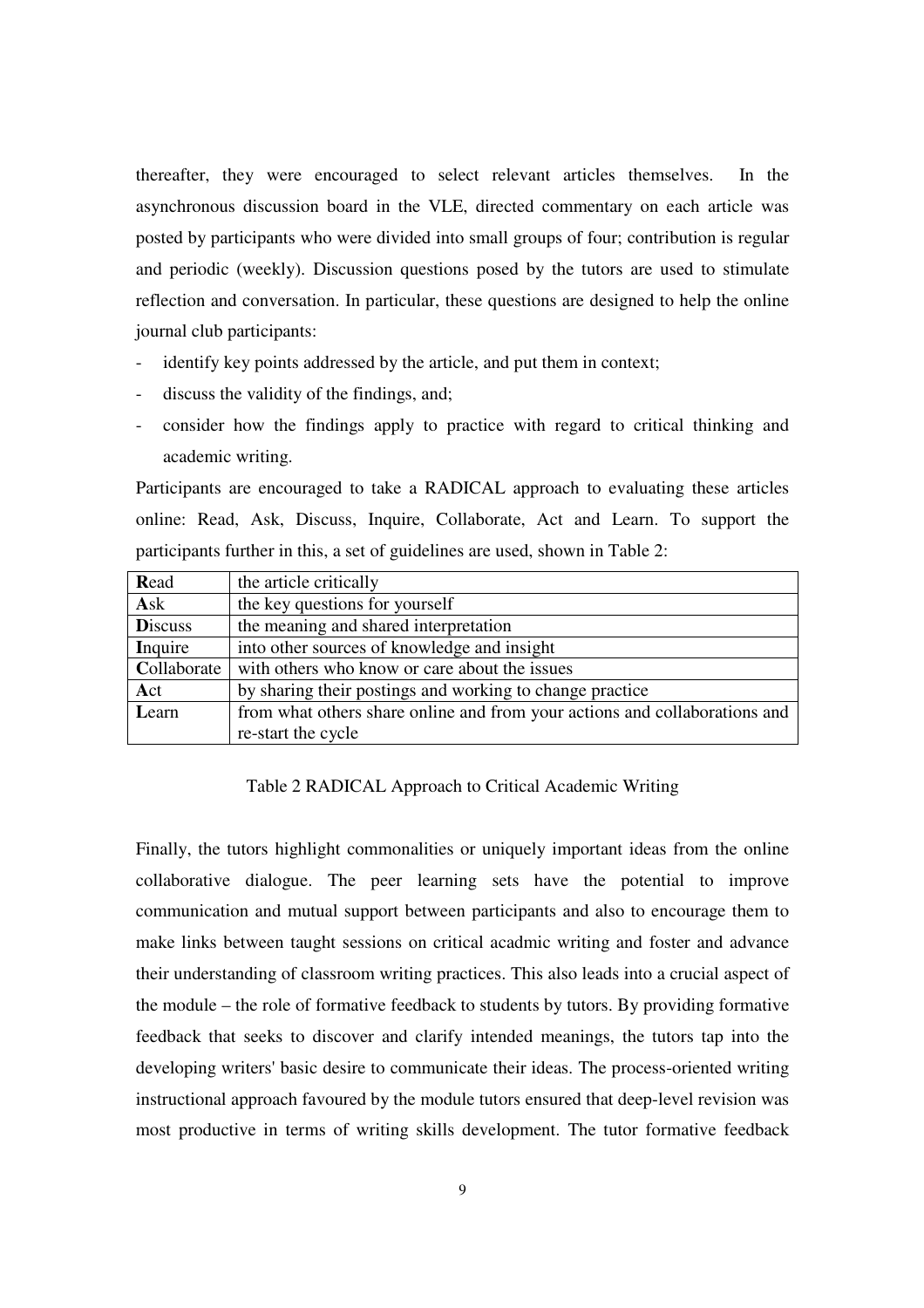thereafter, they were encouraged to select relevant articles themselves. In the asynchronous discussion board in the VLE, directed commentary on each article was posted by participants who were divided into small groups of four; contribution is regular and periodic (weekly). Discussion questions posed by the tutors are used to stimulate reflection and conversation. In particular, these questions are designed to help the online journal club participants:

- identify key points addressed by the article, and put them in context;
- discuss the validity of the findings, and;
- consider how the findings apply to practice with regard to critical thinking and academic writing.

Participants are encouraged to take a RADICAL approach to evaluating these articles online: Read, Ask, Discuss, Inquire, Collaborate, Act and Learn. To support the participants further in this, a set of guidelines are used, shown in Table 2:

| | |
|---|---|
| **R**ead | the article critically |
| **A**sk | the key questions for yourself |
| **D**iscuss | the meaning and shared interpretation |
| **I**nquire | into other sources of knowledge and insight |
| **C**ollaborate | with others who know or care about the issues |
| **A**ct | by sharing their postings and working to change practice |
| **L**earn | from what others share online and from your actions and collaborations and re-start the cycle |

Table 2 RADICAL Approach to Critical Academic Writing

Finally, the tutors highlight commonalities or uniquely important ideas from the online collaborative dialogue. The peer learning sets have the potential to improve communication and mutual support between participants and also to encourage them to make links between taught sessions on critical acadmic writing and foster and advance their understanding of classroom writing practices. This also leads into a crucial aspect of the module – the role of formative feedback to students by tutors. By providing formative feedback that seeks to discover and clarify intended meanings, the tutors tap into the developing writers' basic desire to communicate their ideas. The process-oriented writing instructional approach favoured by the module tutors ensured that deep-level revision was most productive in terms of writing skills development. The tutor formative feedback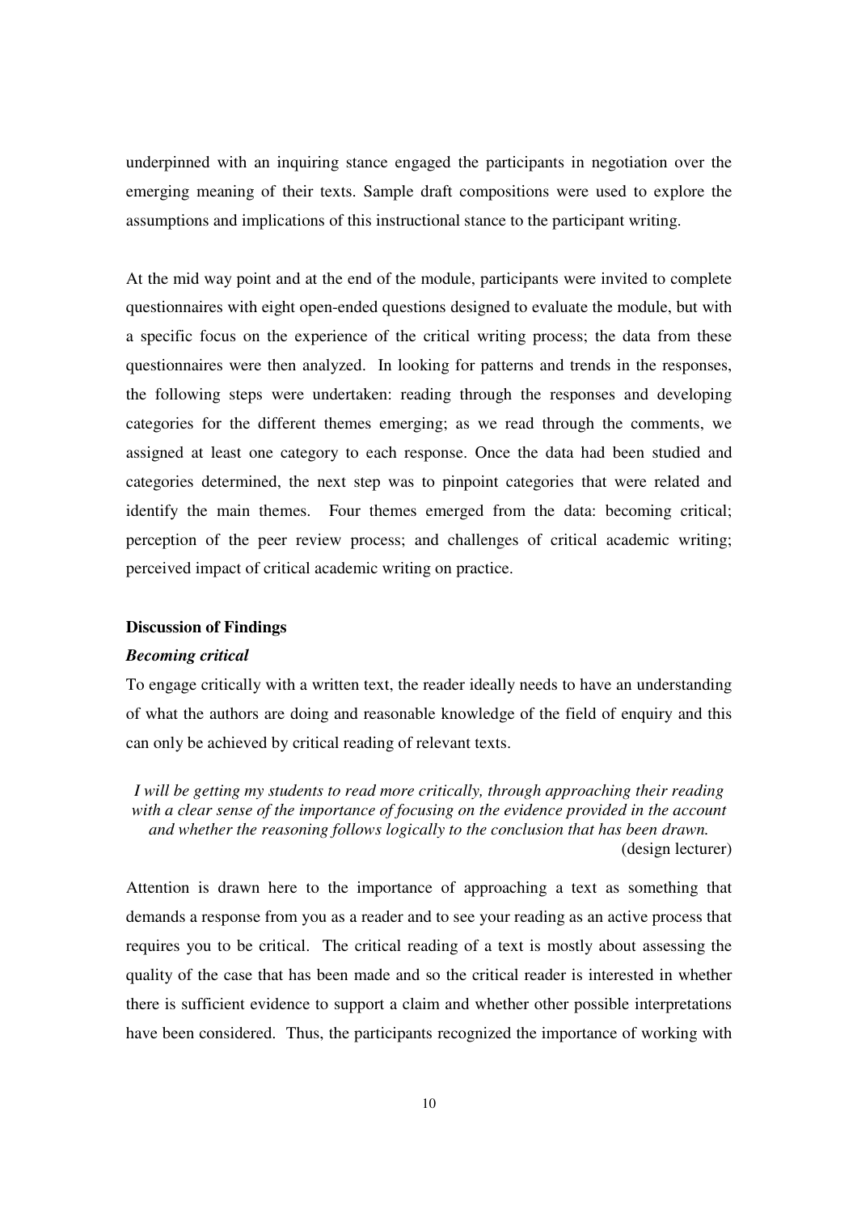underpinned with an inquiring stance engaged the participants in negotiation over the emerging meaning of their texts. Sample draft compositions were used to explore the assumptions and implications of this instructional stance to the participant writing.

At the mid way point and at the end of the module, participants were invited to complete questionnaires with eight open-ended questions designed to evaluate the module, but with a specific focus on the experience of the critical writing process; the data from these questionnaires were then analyzed. In looking for patterns and trends in the responses, the following steps were undertaken: reading through the responses and developing categories for the different themes emerging; as we read through the comments, we assigned at least one category to each response. Once the data had been studied and categories determined, the next step was to pinpoint categories that were related and identify the main themes. Four themes emerged from the data: becoming critical; perception of the peer review process; and challenges of critical academic writing; perceived impact of critical academic writing on practice.

## Discussion of Findings

### *Becoming critical*

To engage critically with a written text, the reader ideally needs to have an understanding of what the authors are doing and reasonable knowledge of the field of enquiry and this can only be achieved by critical reading of relevant texts.

> *I will be getting my students to read more critically, through approaching their reading with a clear sense of the importance of focusing on the evidence provided in the account and whether the reasoning follows logically to the conclusion that has been drawn.*
> (design lecturer)

Attention is drawn here to the importance of approaching a text as something that demands a response from you as a reader and to see your reading as an active process that requires you to be critical. The critical reading of a text is mostly about assessing the quality of the case that has been made and so the critical reader is interested in whether there is sufficient evidence to support a claim and whether other possible interpretations have been considered. Thus, the participants recognized the importance of working with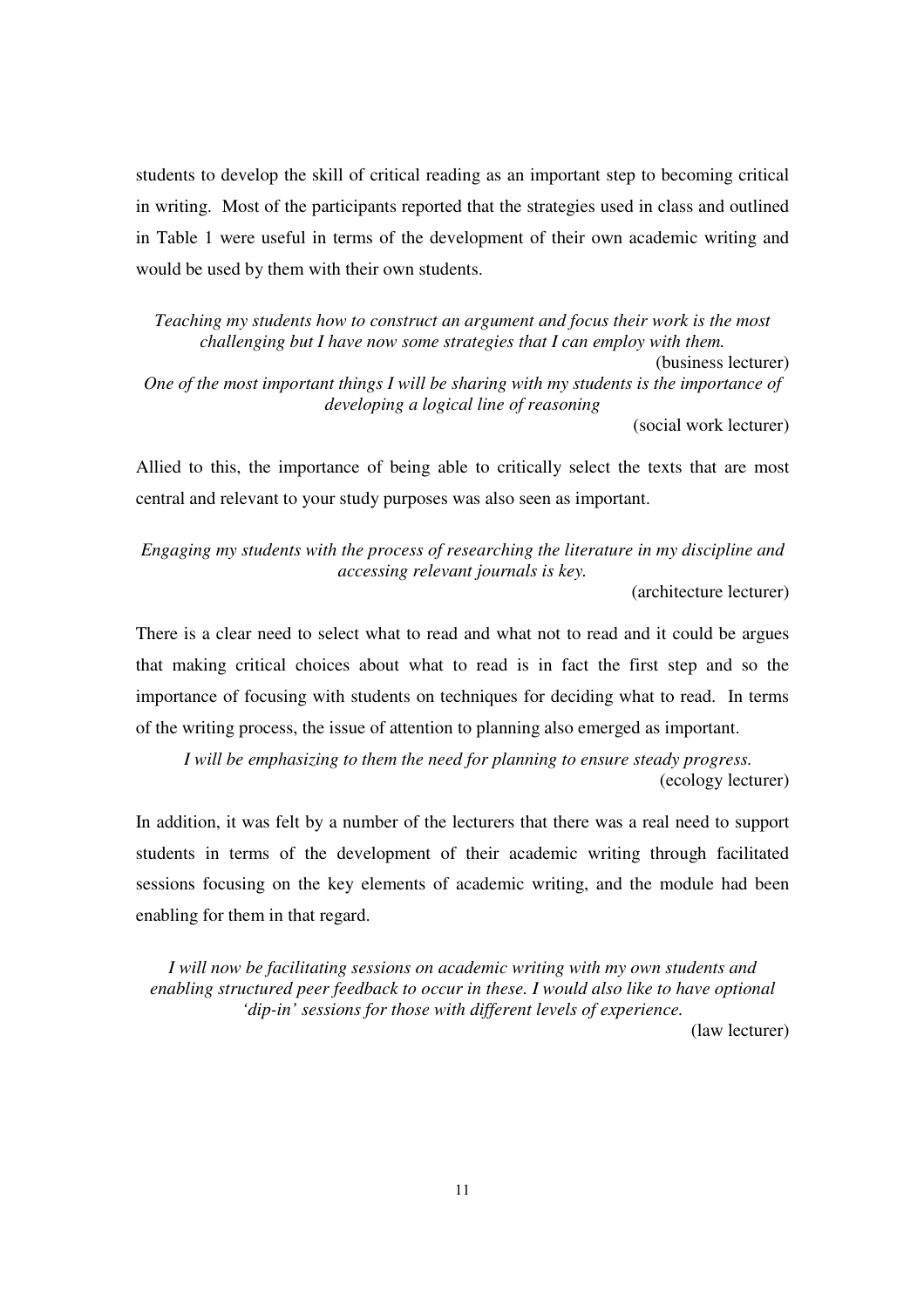students to develop the skill of critical reading as an important step to becoming critical in writing. Most of the participants reported that the strategies used in class and outlined in Table 1 were useful in terms of the development of their own academic writing and would be used by them with their own students.

*Teaching my students how to construct an argument and focus their work is the most challenging but I have now some strategies that I can employ with them.*
(business lecturer)

*One of the most important things I will be sharing with my students is the importance of developing a logical line of reasoning*
(social work lecturer)

Allied to this, the importance of being able to critically select the texts that are most central and relevant to your study purposes was also seen as important.

*Engaging my students with the process of researching the literature in my discipline and accessing relevant journals is key.*
(architecture lecturer)

There is a clear need to select what to read and what not to read and it could be argues that making critical choices about what to read is in fact the first step and so the importance of focusing with students on techniques for deciding what to read. In terms of the writing process, the issue of attention to planning also emerged as important.

*I will be emphasizing to them the need for planning to ensure steady progress.*
(ecology lecturer)

In addition, it was felt by a number of the lecturers that there was a real need to support students in terms of the development of their academic writing through facilitated sessions focusing on the key elements of academic writing, and the module had been enabling for them in that regard.

*I will now be facilitating sessions on academic writing with my own students and enabling structured peer feedback to occur in these. I would also like to have optional 'dip-in' sessions for those with different levels of experience.*
(law lecturer)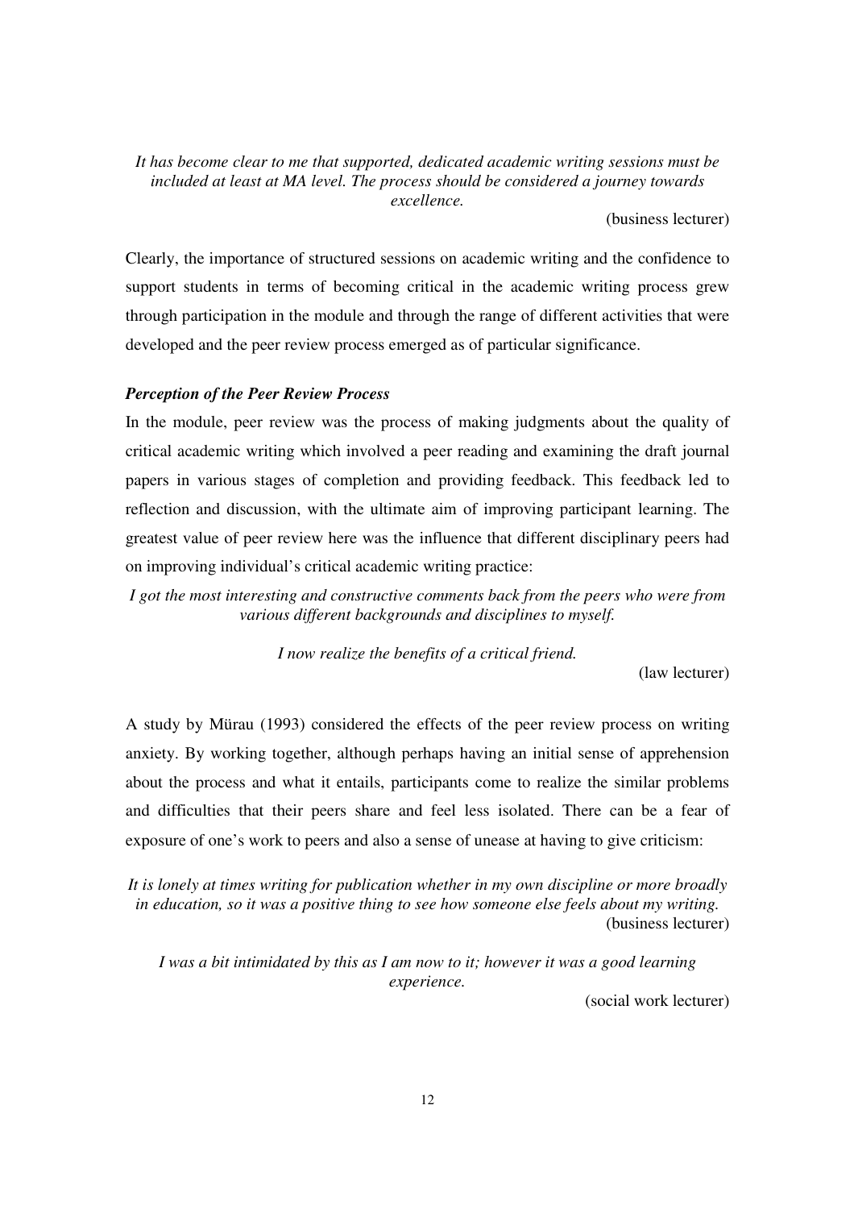*It has become clear to me that supported, dedicated academic writing sessions must be included at least at MA level. The process should be considered a journey towards excellence.*

(business lecturer)

Clearly, the importance of structured sessions on academic writing and the confidence to support students in terms of becoming critical in the academic writing process grew through participation in the module and through the range of different activities that were developed and the peer review process emerged as of particular significance.

### *Perception of the Peer Review Process*

In the module, peer review was the process of making judgments about the quality of critical academic writing which involved a peer reading and examining the draft journal papers in various stages of completion and providing feedback. This feedback led to reflection and discussion, with the ultimate aim of improving participant learning. The greatest value of peer review here was the influence that different disciplinary peers had on improving individual's critical academic writing practice:

*I got the most interesting and constructive comments back from the peers who were from various different backgrounds and disciplines to myself.*

*I now realize the benefits of a critical friend.*

(law lecturer)

A study by Mürau (1993) considered the effects of the peer review process on writing anxiety. By working together, although perhaps having an initial sense of apprehension about the process and what it entails, participants come to realize the similar problems and difficulties that their peers share and feel less isolated. There can be a fear of exposure of one's work to peers and also a sense of unease at having to give criticism:

*It is lonely at times writing for publication whether in my own discipline or more broadly in education, so it was a positive thing to see how someone else feels about my writing.*

(business lecturer)

*I was a bit intimidated by this as I am now to it; however it was a good learning experience.*

(social work lecturer)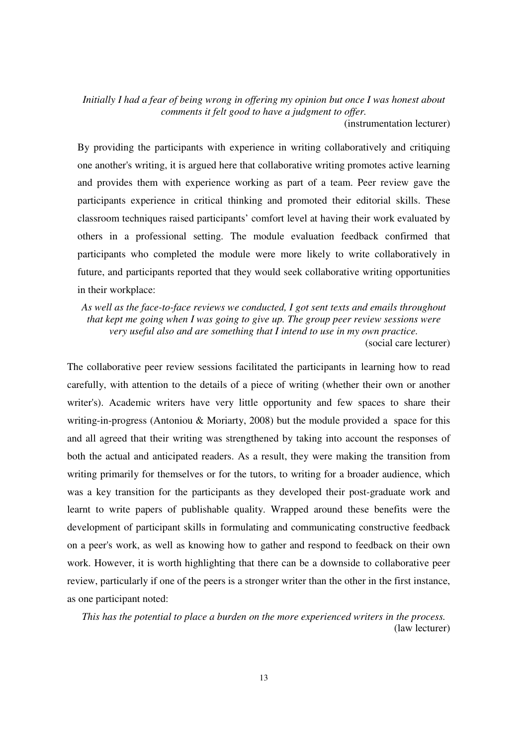*Initially I had a fear of being wrong in offering my opinion but once I was honest about comments it felt good to have a judgment to offer.*
(instrumentation lecturer)

By providing the participants with experience in writing collaboratively and critiquing one another's writing, it is argued here that collaborative writing promotes active learning and provides them with experience working as part of a team. Peer review gave the participants experience in critical thinking and promoted their editorial skills. These classroom techniques raised participants' comfort level at having their work evaluated by others in a professional setting. The module evaluation feedback confirmed that participants who completed the module were more likely to write collaboratively in future, and participants reported that they would seek collaborative writing opportunities in their workplace:

*As well as the face-to-face reviews we conducted, I got sent texts and emails throughout that kept me going when I was going to give up. The group peer review sessions were very useful also and are something that I intend to use in my own practice.*
(social care lecturer)

The collaborative peer review sessions facilitated the participants in learning how to read carefully, with attention to the details of a piece of writing (whether their own or another writer's). Academic writers have very little opportunity and few spaces to share their writing-in-progress (Antoniou & Moriarty, 2008) but the module provided a space for this and all agreed that their writing was strengthened by taking into account the responses of both the actual and anticipated readers. As a result, they were making the transition from writing primarily for themselves or for the tutors, to writing for a broader audience, which was a key transition for the participants as they developed their post-graduate work and learnt to write papers of publishable quality. Wrapped around these benefits were the development of participant skills in formulating and communicating constructive feedback on a peer's work, as well as knowing how to gather and respond to feedback on their own work. However, it is worth highlighting that there can be a downside to collaborative peer review, particularly if one of the peers is a stronger writer than the other in the first instance, as one participant noted:

*This has the potential to place a burden on the more experienced writers in the process.*
(law lecturer)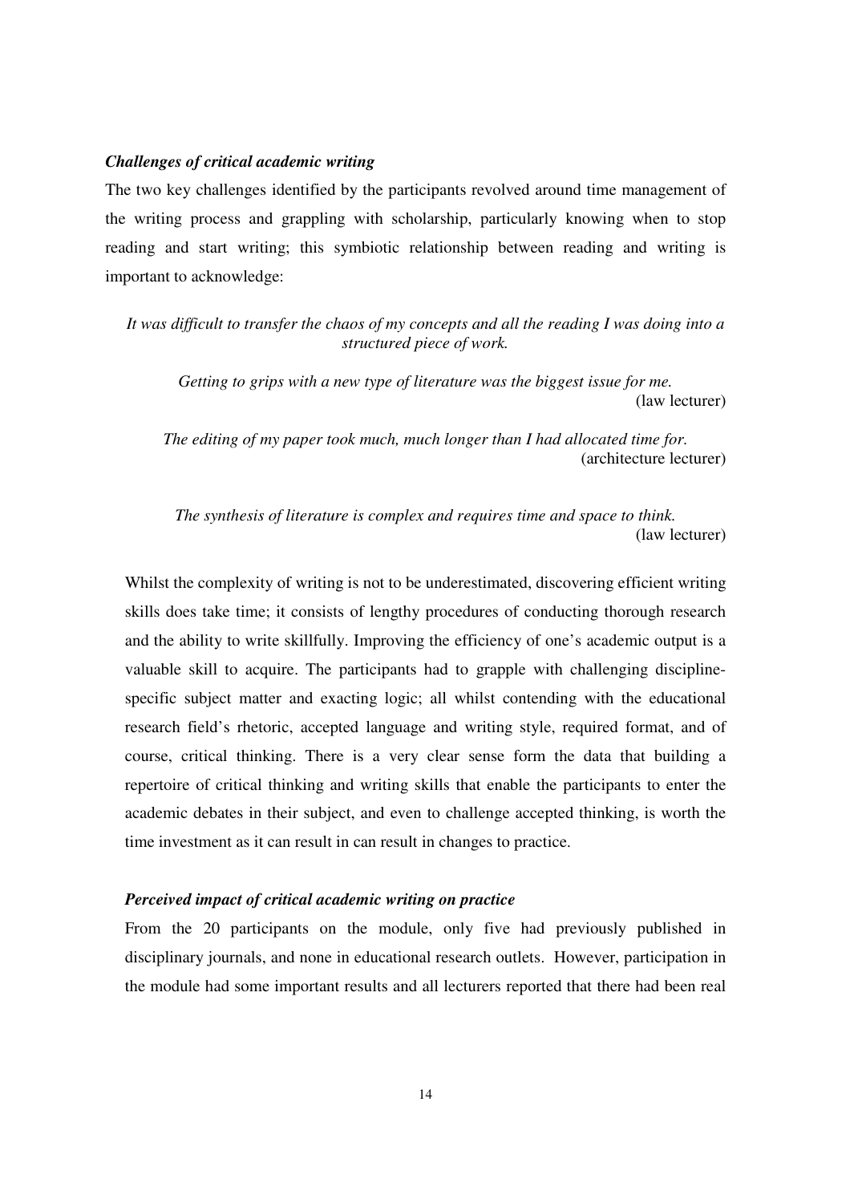### *Challenges of critical academic writing*

The two key challenges identified by the participants revolved around time management of the writing process and grappling with scholarship, particularly knowing when to stop reading and start writing; this symbiotic relationship between reading and writing is important to acknowledge:

> *It was difficult to transfer the chaos of my concepts and all the reading I was doing into a structured piece of work.*
>
> *Getting to grips with a new type of literature was the biggest issue for me.*
> (law lecturer)
>
> *The editing of my paper took much, much longer than I had allocated time for.*
> (architecture lecturer)
>
> *The synthesis of literature is complex and requires time and space to think.*
> (law lecturer)

Whilst the complexity of writing is not to be underestimated, discovering efficient writing skills does take time; it consists of lengthy procedures of conducting thorough research and the ability to write skillfully. Improving the efficiency of one's academic output is a valuable skill to acquire. The participants had to grapple with challenging discipline-specific subject matter and exacting logic; all whilst contending with the educational research field's rhetoric, accepted language and writing style, required format, and of course, critical thinking. There is a very clear sense form the data that building a repertoire of critical thinking and writing skills that enable the participants to enter the academic debates in their subject, and even to challenge accepted thinking, is worth the time investment as it can result in can result in changes to practice.

### *Perceived impact of critical academic writing on practice*

From the 20 participants on the module, only five had previously published in disciplinary journals, and none in educational research outlets. However, participation in the module had some important results and all lecturers reported that there had been real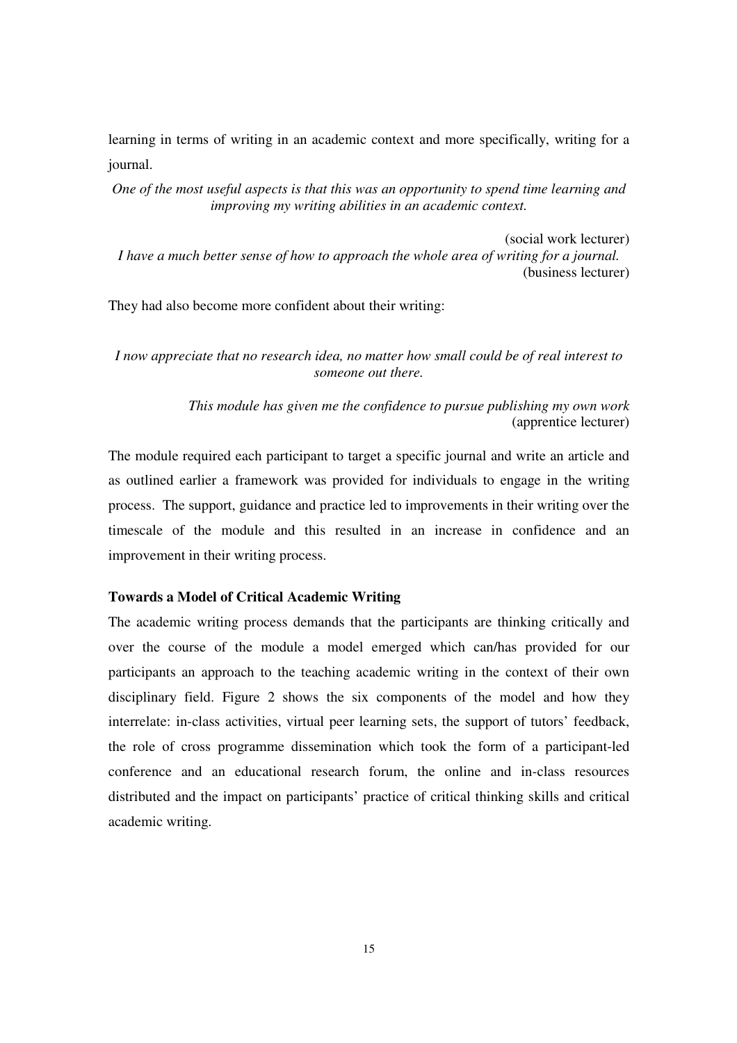learning in terms of writing in an academic context and more specifically, writing for a journal.

*One of the most useful aspects is that this was an opportunity to spend time learning and improving my writing abilities in an academic context.*

(social work lecturer)

*I have a much better sense of how to approach the whole area of writing for a journal.*

(business lecturer)

They had also become more confident about their writing:

*I now appreciate that no research idea, no matter how small could be of real interest to someone out there.*

*This module has given me the confidence to pursue publishing my own work*

(apprentice lecturer)

The module required each participant to target a specific journal and write an article and as outlined earlier a framework was provided for individuals to engage in the writing process. The support, guidance and practice led to improvements in their writing over the timescale of the module and this resulted in an increase in confidence and an improvement in their writing process.

**Towards a Model of Critical Academic Writing**

The academic writing process demands that the participants are thinking critically and over the course of the module a model emerged which can/has provided for our participants an approach to the teaching academic writing in the context of their own disciplinary field. Figure 2 shows the six components of the model and how they interrelate: in-class activities, virtual peer learning sets, the support of tutors' feedback, the role of cross programme dissemination which took the form of a participant-led conference and an educational research forum, the online and in-class resources distributed and the impact on participants' practice of critical thinking skills and critical academic writing.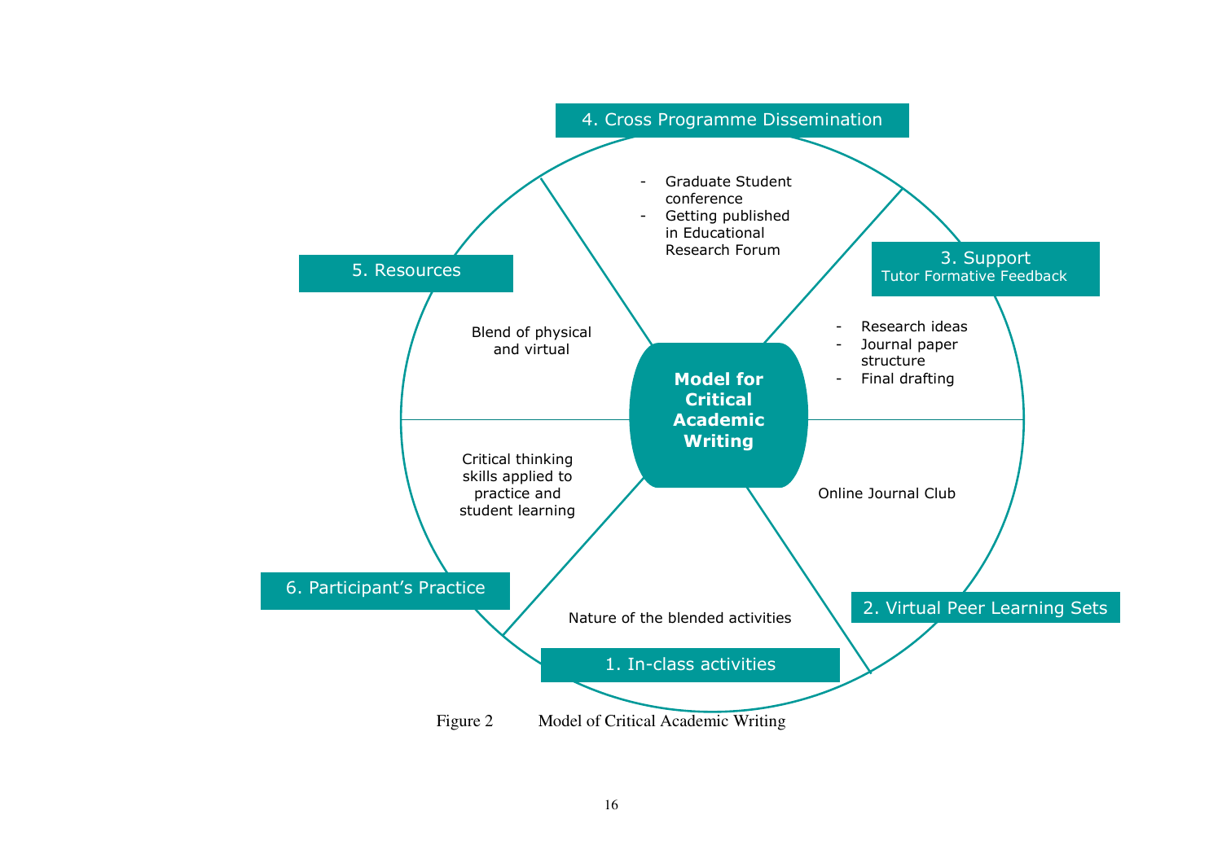**Model for Critical Academic Writing**

**1. In-class activities**

Nature of the blended activities

**2. Virtual Peer Learning Sets**

Online Journal Club

**3. Support**
Tutor Formative Feedback

- Research ideas
- Journal paper structure
- Final drafting

**4. Cross Programme Dissemination**

- Graduate Student conference
- Getting published in Educational Research Forum

**5. Resources**

Blend of physical and virtual

**6. Participant's Practice**

Critical thinking skills applied to practice and student learning

Figure 2 Model of Critical Academic Writing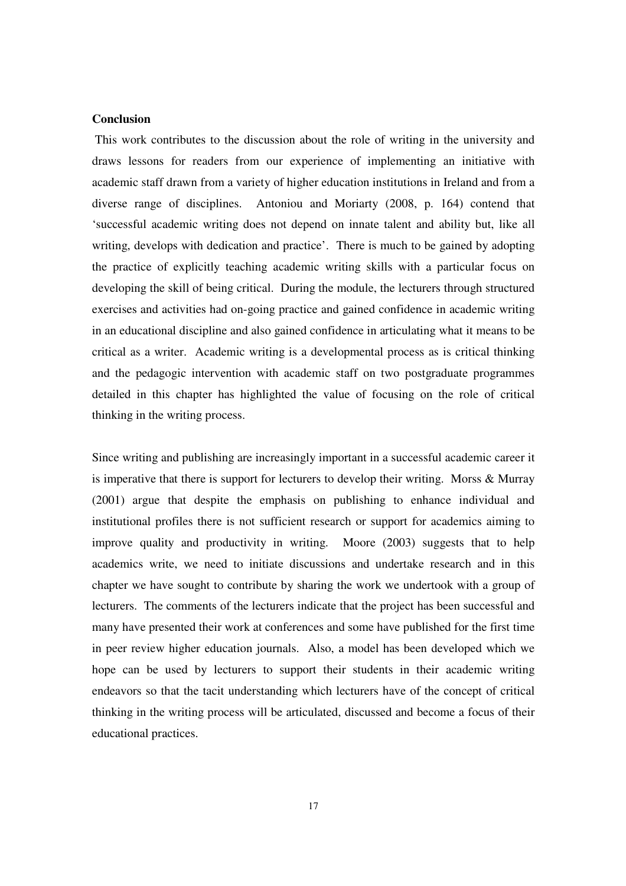**Conclusion**

This work contributes to the discussion about the role of writing in the university and draws lessons for readers from our experience of implementing an initiative with academic staff drawn from a variety of higher education institutions in Ireland and from a diverse range of disciplines. Antoniou and Moriarty (2008, p. 164) contend that 'successful academic writing does not depend on innate talent and ability but, like all writing, develops with dedication and practice'. There is much to be gained by adopting the practice of explicitly teaching academic writing skills with a particular focus on developing the skill of being critical. During the module, the lecturers through structured exercises and activities had on-going practice and gained confidence in academic writing in an educational discipline and also gained confidence in articulating what it means to be critical as a writer. Academic writing is a developmental process as is critical thinking and the pedagogic intervention with academic staff on two postgraduate programmes detailed in this chapter has highlighted the value of focusing on the role of critical thinking in the writing process.

Since writing and publishing are increasingly important in a successful academic career it is imperative that there is support for lecturers to develop their writing. Morss & Murray (2001) argue that despite the emphasis on publishing to enhance individual and institutional profiles there is not sufficient research or support for academics aiming to improve quality and productivity in writing. Moore (2003) suggests that to help academics write, we need to initiate discussions and undertake research and in this chapter we have sought to contribute by sharing the work we undertook with a group of lecturers. The comments of the lecturers indicate that the project has been successful and many have presented their work at conferences and some have published for the first time in peer review higher education journals. Also, a model has been developed which we hope can be used by lecturers to support their students in their academic writing endeavors so that the tacit understanding which lecturers have of the concept of critical thinking in the writing process will be articulated, discussed and become a focus of their educational practices.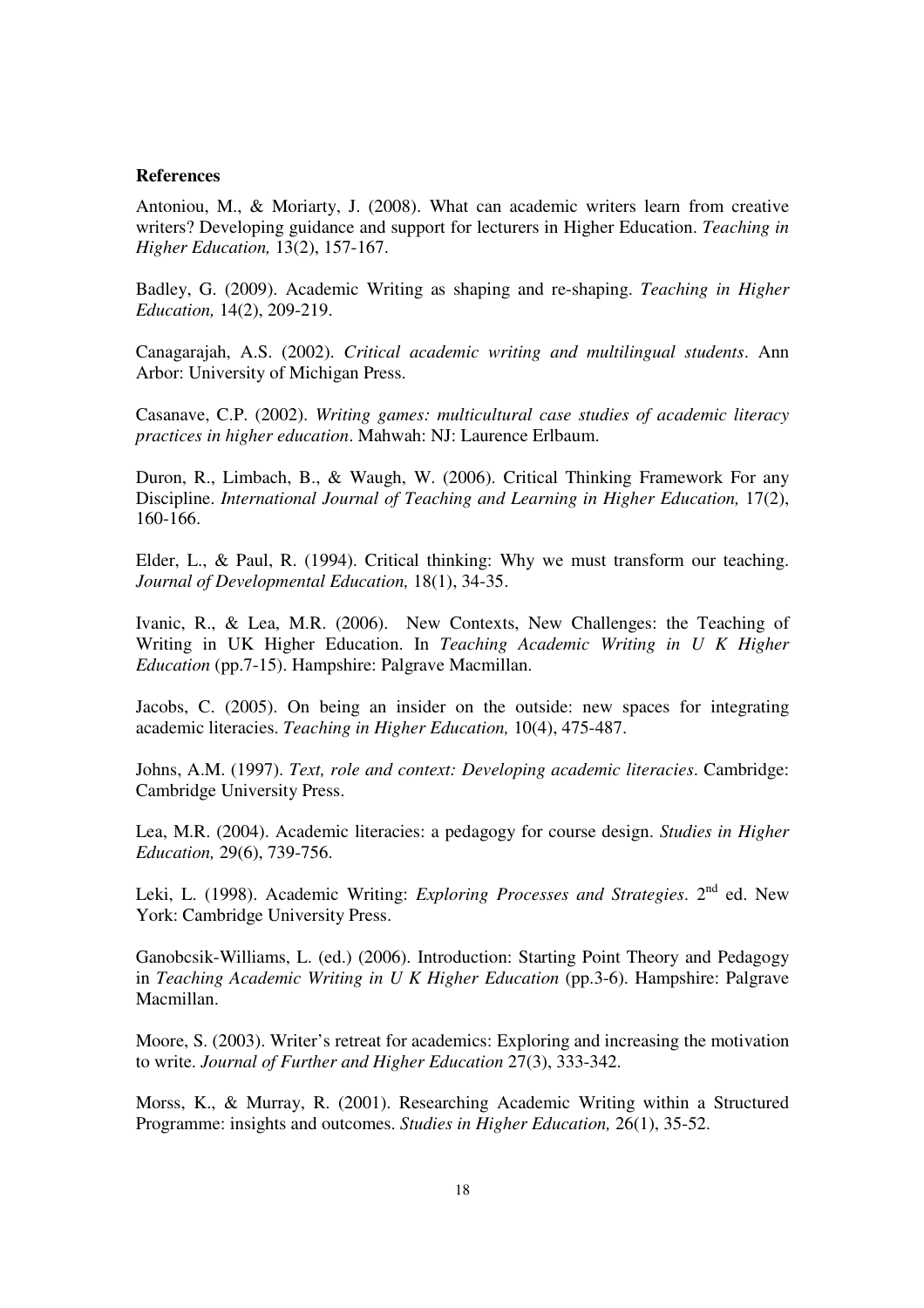**References**

Antoniou, M., & Moriarty, J. (2008). What can academic writers learn from creative writers? Developing guidance and support for lecturers in Higher Education. *Teaching in Higher Education,* 13(2), 157-167.

Badley, G. (2009). Academic Writing as shaping and re-shaping. *Teaching in Higher Education,* 14(2), 209-219.

Canagarajah, A.S. (2002). *Critical academic writing and multilingual students*. Ann Arbor: University of Michigan Press.

Casanave, C.P. (2002). *Writing games: multicultural case studies of academic literacy practices in higher education*. Mahwah: NJ: Laurence Erlbaum.

Duron, R., Limbach, B., & Waugh, W. (2006). Critical Thinking Framework For any Discipline. *International Journal of Teaching and Learning in Higher Education,* 17(2), 160-166.

Elder, L., & Paul, R. (1994). Critical thinking: Why we must transform our teaching. *Journal of Developmental Education,* 18(1), 34-35.

Ivanic, R., & Lea, M.R. (2006). New Contexts, New Challenges: the Teaching of Writing in UK Higher Education. In *Teaching Academic Writing in U K Higher Education* (pp.7-15). Hampshire: Palgrave Macmillan.

Jacobs, C. (2005). On being an insider on the outside: new spaces for integrating academic literacies. *Teaching in Higher Education,* 10(4), 475-487.

Johns, A.M. (1997). *Text, role and context: Developing academic literacies*. Cambridge: Cambridge University Press.

Lea, M.R. (2004). Academic literacies: a pedagogy for course design. *Studies in Higher Education,* 29(6), 739-756.

Leki, L. (1998). Academic Writing: *Exploring Processes and Strategies*. 2nd ed. New York: Cambridge University Press.

Ganobcsik-Williams, L. (ed.) (2006). Introduction: Starting Point Theory and Pedagogy in *Teaching Academic Writing in U K Higher Education* (pp.3-6). Hampshire: Palgrave Macmillan.

Moore, S. (2003). Writer's retreat for academics: Exploring and increasing the motivation to write. *Journal of Further and Higher Education* 27(3), 333-342.

Morss, K., & Murray, R. (2001). Researching Academic Writing within a Structured Programme: insights and outcomes. *Studies in Higher Education,* 26(1), 35-52.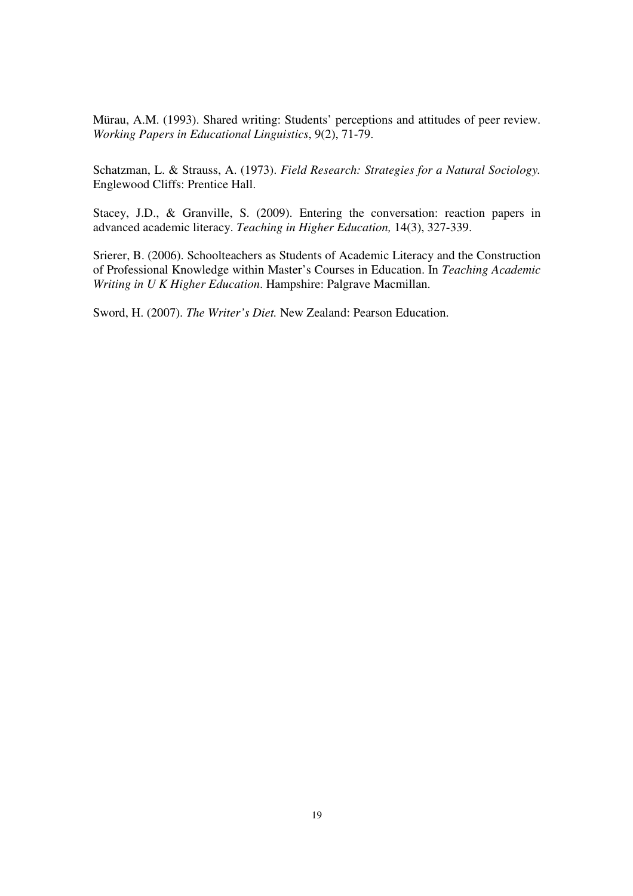Mürau, A.M. (1993). Shared writing: Students' perceptions and attitudes of peer review. *Working Papers in Educational Linguistics*, 9(2), 71-79.

Schatzman, L. & Strauss, A. (1973). *Field Research: Strategies for a Natural Sociology.* Englewood Cliffs: Prentice Hall.

Stacey, J.D., & Granville, S. (2009). Entering the conversation: reaction papers in advanced academic literacy. *Teaching in Higher Education,* 14(3), 327-339.

Srierer, B. (2006). Schoolteachers as Students of Academic Literacy and the Construction of Professional Knowledge within Master's Courses in Education. In *Teaching Academic Writing in U K Higher Education*. Hampshire: Palgrave Macmillan.

Sword, H. (2007). *The Writer's Diet.* New Zealand: Pearson Education.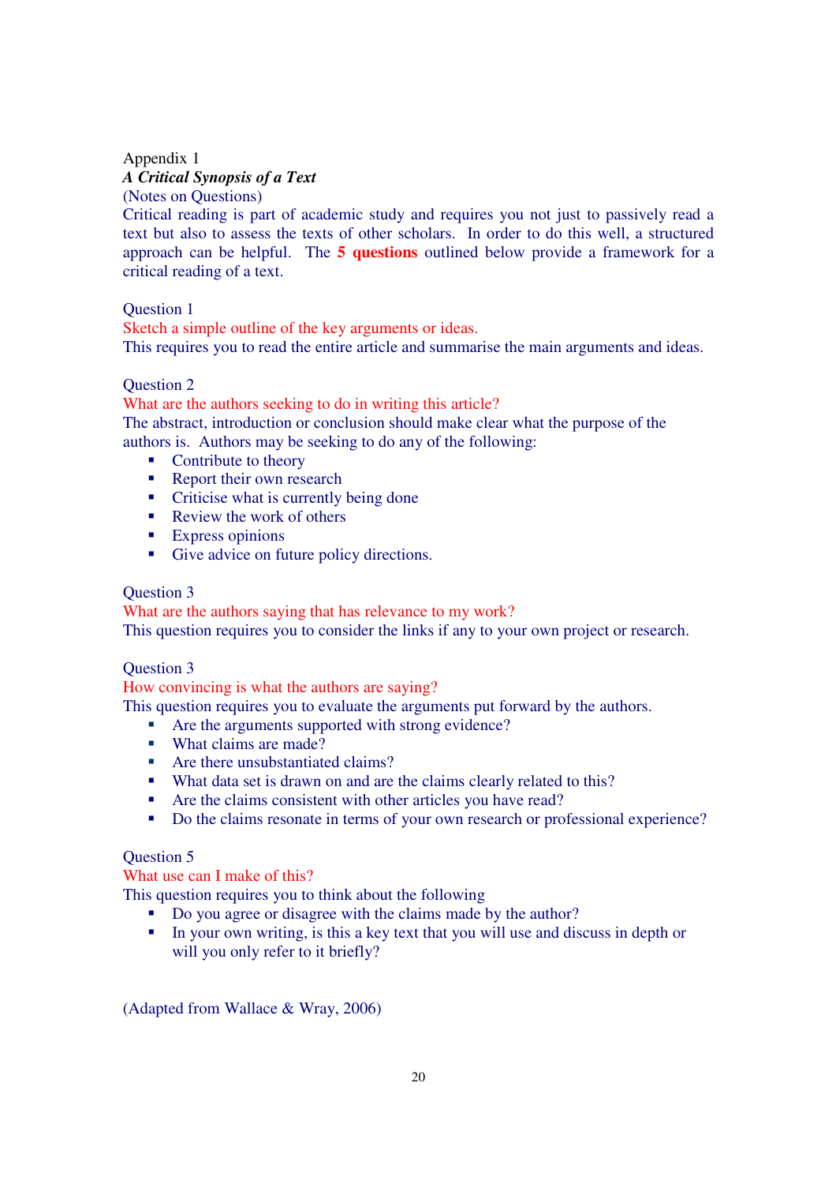Appendix 1

***A Critical Synopsis of a Text***

(Notes on Questions)

Critical reading is part of academic study and requires you not just to passively read a text but also to assess the texts of other scholars. In order to do this well, a structured approach can be helpful. The **5 questions** outlined below provide a framework for a critical reading of a text.

Question 1

Sketch a simple outline of the key arguments or ideas.

This requires you to read the entire article and summarise the main arguments and ideas.

Question 2

What are the authors seeking to do in writing this article?

The abstract, introduction or conclusion should make clear what the purpose of the authors is. Authors may be seeking to do any of the following:

- Contribute to theory
- Report their own research
- Criticise what is currently being done
- Review the work of others
- Express opinions
- Give advice on future policy directions.

Question 3

What are the authors saying that has relevance to my work?

This question requires you to consider the links if any to your own project or research.

Question 3

How convincing is what the authors are saying?

This question requires you to evaluate the arguments put forward by the authors.

- Are the arguments supported with strong evidence?
- What claims are made?
- Are there unsubstantiated claims?
- What data set is drawn on and are the claims clearly related to this?
- Are the claims consistent with other articles you have read?
- Do the claims resonate in terms of your own research or professional experience?

Question 5

What use can I make of this?

This question requires you to think about the following

- Do you agree or disagree with the claims made by the author?
- In your own writing, is this a key text that you will use and discuss in depth or will you only refer to it briefly?

(Adapted from Wallace & Wray, 2006)